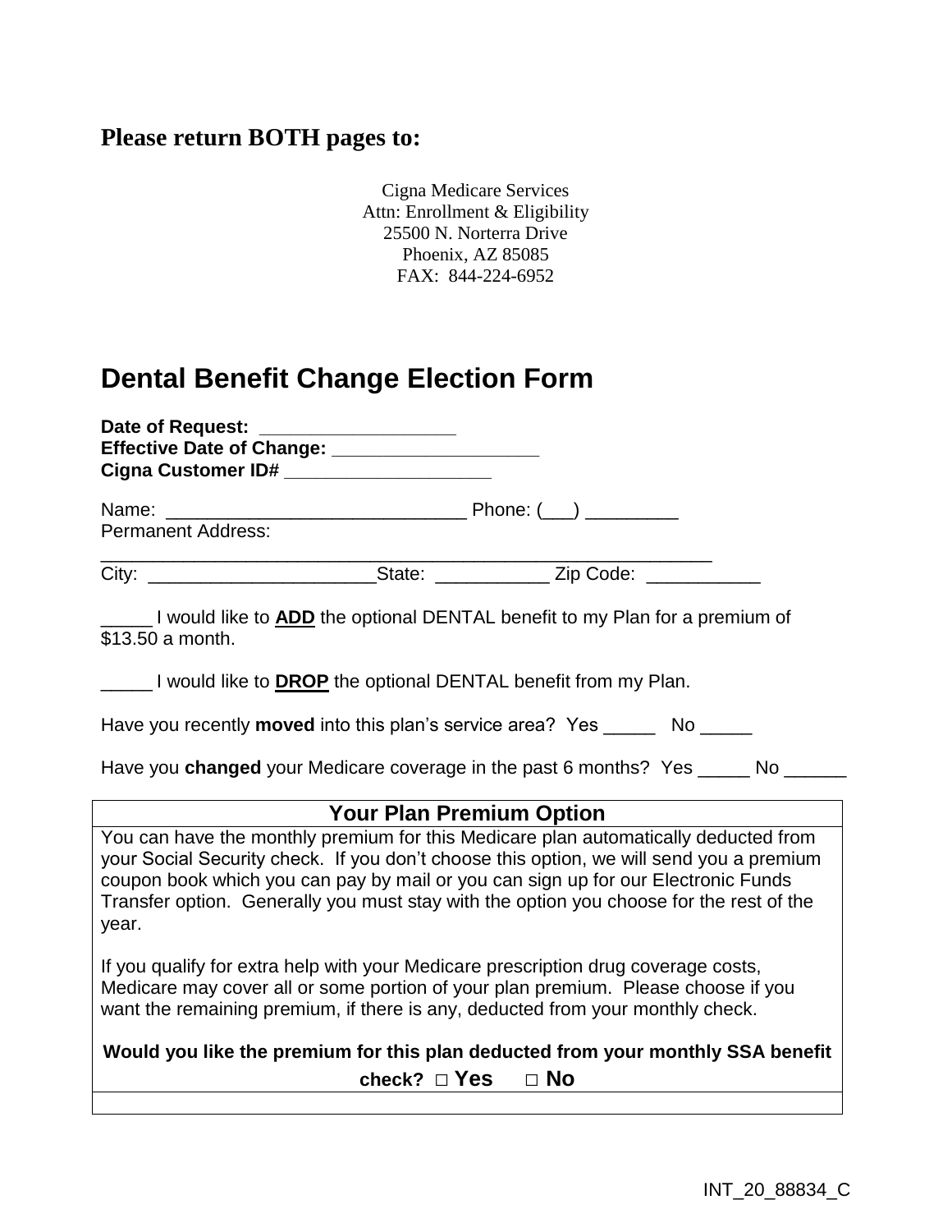**Please return BOTH pages to:**

Cigna Medicare Services
Attn: Enrollment & Eligibility
25500 N. Norterra Drive
Phoenix, AZ 85085
FAX: 844-224-6952

# Dental Benefit Change Election Form

**Date of Request:** ___________________
**Effective Date of Change:** ____________________
**Cigna Customer ID#** ____________________

Name: ______________________________ Phone: (___) _________
Permanent Address:
_____________________________________________________________
City: ______________________State: ___________ Zip Code: ___________

_____ I would like to **ADD** the optional DENTAL benefit to my Plan for a premium of $13.50 a month.

_____ I would like to **DROP** the optional DENTAL benefit from my Plan.

Have you recently **moved** into this plan's service area? Yes _____ No _____

Have you **changed** your Medicare coverage in the past 6 months? Yes _____ No ______

## Your Plan Premium Option

You can have the monthly premium for this Medicare plan automatically deducted from your Social Security check. If you don't choose this option, we will send you a premium coupon book which you can pay by mail or you can sign up for our Electronic Funds Transfer option. Generally you must stay with the option you choose for the rest of the year.

If you qualify for extra help with your Medicare prescription drug coverage costs, Medicare may cover all or some portion of your plan premium. Please choose if you want the remaining premium, if there is any, deducted from your monthly check.

**Would you like the premium for this plan deducted from your monthly SSA benefit check? □ Yes □ No**

INT_20_88834_C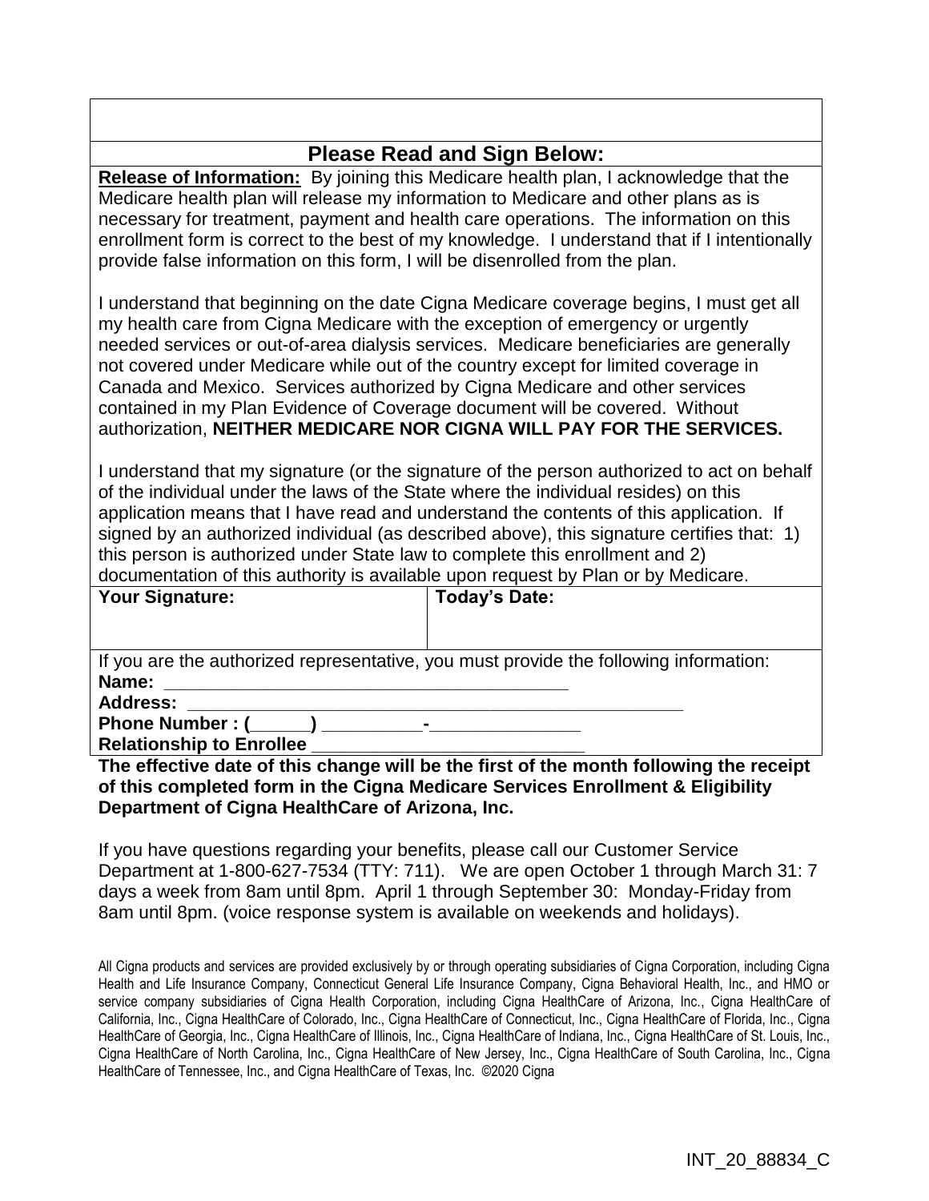## Please Read and Sign Below:

**Release of Information:** By joining this Medicare health plan, I acknowledge that the Medicare health plan will release my information to Medicare and other plans as is necessary for treatment, payment and health care operations. The information on this enrollment form is correct to the best of my knowledge. I understand that if I intentionally provide false information on this form, I will be disenrolled from the plan.

I understand that beginning on the date Cigna Medicare coverage begins, I must get all my health care from Cigna Medicare with the exception of emergency or urgently needed services or out-of-area dialysis services. Medicare beneficiaries are generally not covered under Medicare while out of the country except for limited coverage in Canada and Mexico. Services authorized by Cigna Medicare and other services contained in my Plan Evidence of Coverage document will be covered. Without authorization, **NEITHER MEDICARE NOR CIGNA WILL PAY FOR THE SERVICES.**

I understand that my signature (or the signature of the person authorized to act on behalf of the individual under the laws of the State where the individual resides) on this application means that I have read and understand the contents of this application. If signed by an authorized individual (as described above), this signature certifies that: 1) this person is authorized under State law to complete this enrollment and 2) documentation of this authority is available upon request by Plan or by Medicare.

| **Your Signature:** | **Today's Date:** |
| --- | --- |
| | |

If you are the authorized representative, you must provide the following information:

**Name:** ________________________________________

**Address:** __________________________________________________

**Phone Number : (\_\_\_\_\_\_) \_\_\_\_\_\_\_\_\_\_-\_\_\_\_\_\_\_\_\_\_\_\_\_\_\_**

**Relationship to Enrollee** __________________________

**The effective date of this change will be the first of the month following the receipt of this completed form in the Cigna Medicare Services Enrollment & Eligibility Department of Cigna HealthCare of Arizona, Inc.**

If you have questions regarding your benefits, please call our Customer Service Department at 1-800-627-7534 (TTY: 711). We are open October 1 through March 31: 7 days a week from 8am until 8pm. April 1 through September 30: Monday-Friday from 8am until 8pm. (voice response system is available on weekends and holidays).

All Cigna products and services are provided exclusively by or through operating subsidiaries of Cigna Corporation, including Cigna Health and Life Insurance Company, Connecticut General Life Insurance Company, Cigna Behavioral Health, Inc., and HMO or service company subsidiaries of Cigna Health Corporation, including Cigna HealthCare of Arizona, Inc., Cigna HealthCare of California, Inc., Cigna HealthCare of Colorado, Inc., Cigna HealthCare of Connecticut, Inc., Cigna HealthCare of Florida, Inc., Cigna HealthCare of Georgia, Inc., Cigna HealthCare of Illinois, Inc., Cigna HealthCare of Indiana, Inc., Cigna HealthCare of St. Louis, Inc., Cigna HealthCare of North Carolina, Inc., Cigna HealthCare of New Jersey, Inc., Cigna HealthCare of South Carolina, Inc., Cigna HealthCare of Tennessee, Inc., and Cigna HealthCare of Texas, Inc. ©2020 Cigna

INT_20_88834_C